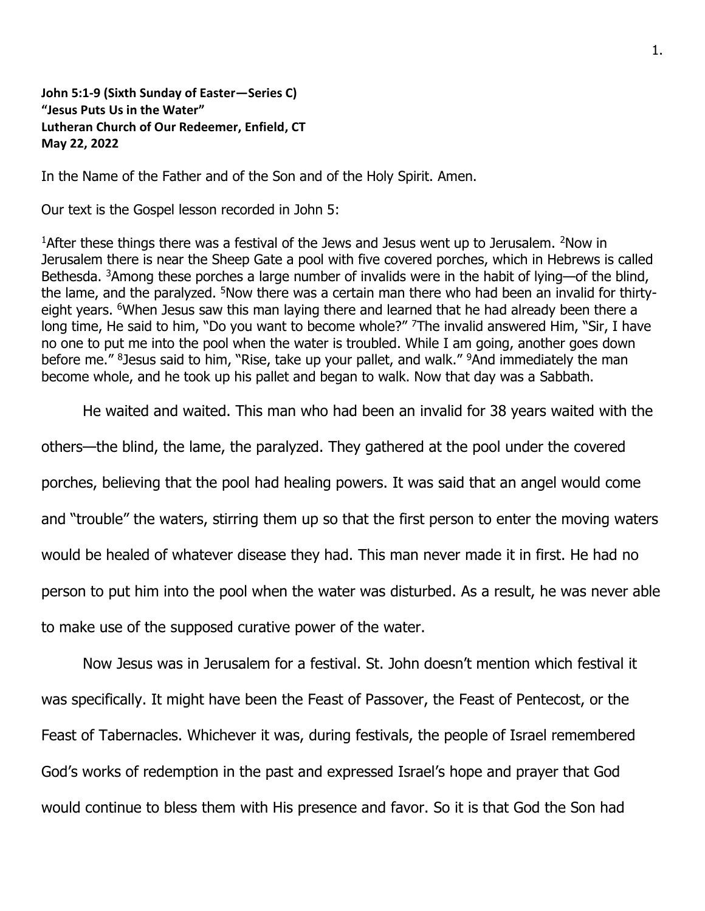**John 5:1-9 (Sixth Sunday of Easter—Series C)**
**"Jesus Puts Us in the Water"**
**Lutheran Church of Our Redeemer, Enfield, CT**
**May 22, 2022**

In the Name of the Father and of the Son and of the Holy Spirit. Amen.

Our text is the Gospel lesson recorded in John 5:

[1]After these things there was a festival of the Jews and Jesus went up to Jerusalem. [2]Now in Jerusalem there is near the Sheep Gate a pool with five covered porches, which in Hebrews is called Bethesda. [3]Among these porches a large number of invalids were in the habit of lying—of the blind, the lame, and the paralyzed. [5]Now there was a certain man there who had been an invalid for thirty-eight years. [6]When Jesus saw this man laying there and learned that he had already been there a long time, He said to him, "Do you want to become whole?" [7]The invalid answered Him, "Sir, I have no one to put me into the pool when the water is troubled. While I am going, another goes down before me." [8]Jesus said to him, "Rise, take up your pallet, and walk." [9]And immediately the man become whole, and he took up his pallet and began to walk. Now that day was a Sabbath.

He waited and waited. This man who had been an invalid for 38 years waited with the others—the blind, the lame, the paralyzed. They gathered at the pool under the covered porches, believing that the pool had healing powers. It was said that an angel would come and "trouble" the waters, stirring them up so that the first person to enter the moving waters would be healed of whatever disease they had. This man never made it in first. He had no person to put him into the pool when the water was disturbed. As a result, he was never able to make use of the supposed curative power of the water.

Now Jesus was in Jerusalem for a festival. St. John doesn't mention which festival it was specifically. It might have been the Feast of Passover, the Feast of Pentecost, or the Feast of Tabernacles. Whichever it was, during festivals, the people of Israel remembered God's works of redemption in the past and expressed Israel's hope and prayer that God would continue to bless them with His presence and favor. So it is that God the Son had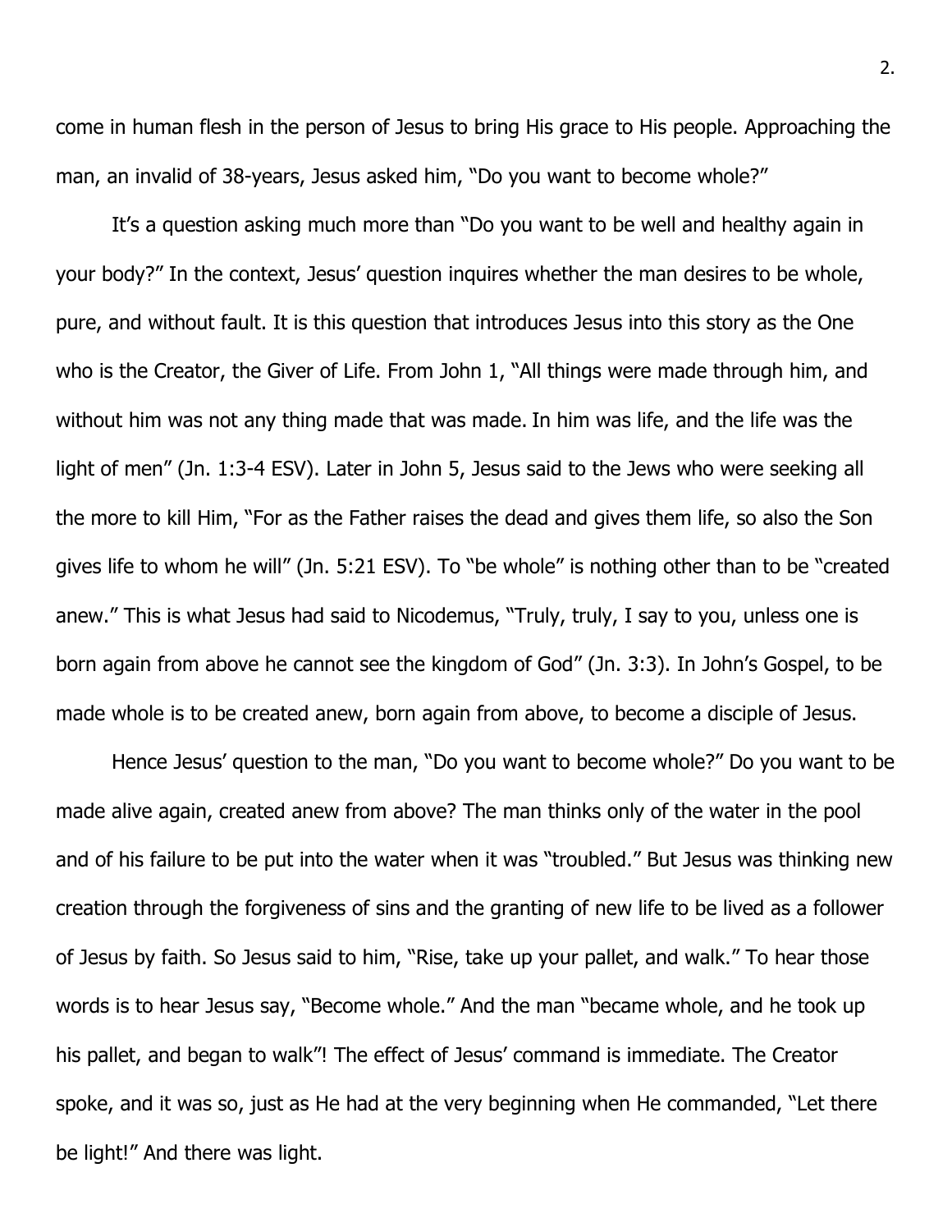come in human flesh in the person of Jesus to bring His grace to His people. Approaching the man, an invalid of 38-years, Jesus asked him, "Do you want to become whole?"

It's a question asking much more than "Do you want to be well and healthy again in your body?" In the context, Jesus' question inquires whether the man desires to be whole, pure, and without fault. It is this question that introduces Jesus into this story as the One who is the Creator, the Giver of Life. From John 1, "All things were made through him, and without him was not any thing made that was made. In him was life, and the life was the light of men" (Jn. 1:3-4 ESV). Later in John 5, Jesus said to the Jews who were seeking all the more to kill Him, "For as the Father raises the dead and gives them life, so also the Son gives life to whom he will" (Jn. 5:21 ESV). To "be whole" is nothing other than to be "created anew." This is what Jesus had said to Nicodemus, "Truly, truly, I say to you, unless one is born again from above he cannot see the kingdom of God" (Jn. 3:3). In John's Gospel, to be made whole is to be created anew, born again from above, to become a disciple of Jesus.

Hence Jesus' question to the man, "Do you want to become whole?" Do you want to be made alive again, created anew from above? The man thinks only of the water in the pool and of his failure to be put into the water when it was "troubled." But Jesus was thinking new creation through the forgiveness of sins and the granting of new life to be lived as a follower of Jesus by faith. So Jesus said to him, "Rise, take up your pallet, and walk." To hear those words is to hear Jesus say, "Become whole." And the man "became whole, and he took up his pallet, and began to walk"! The effect of Jesus' command is immediate. The Creator spoke, and it was so, just as He had at the very beginning when He commanded, "Let there be light!" And there was light.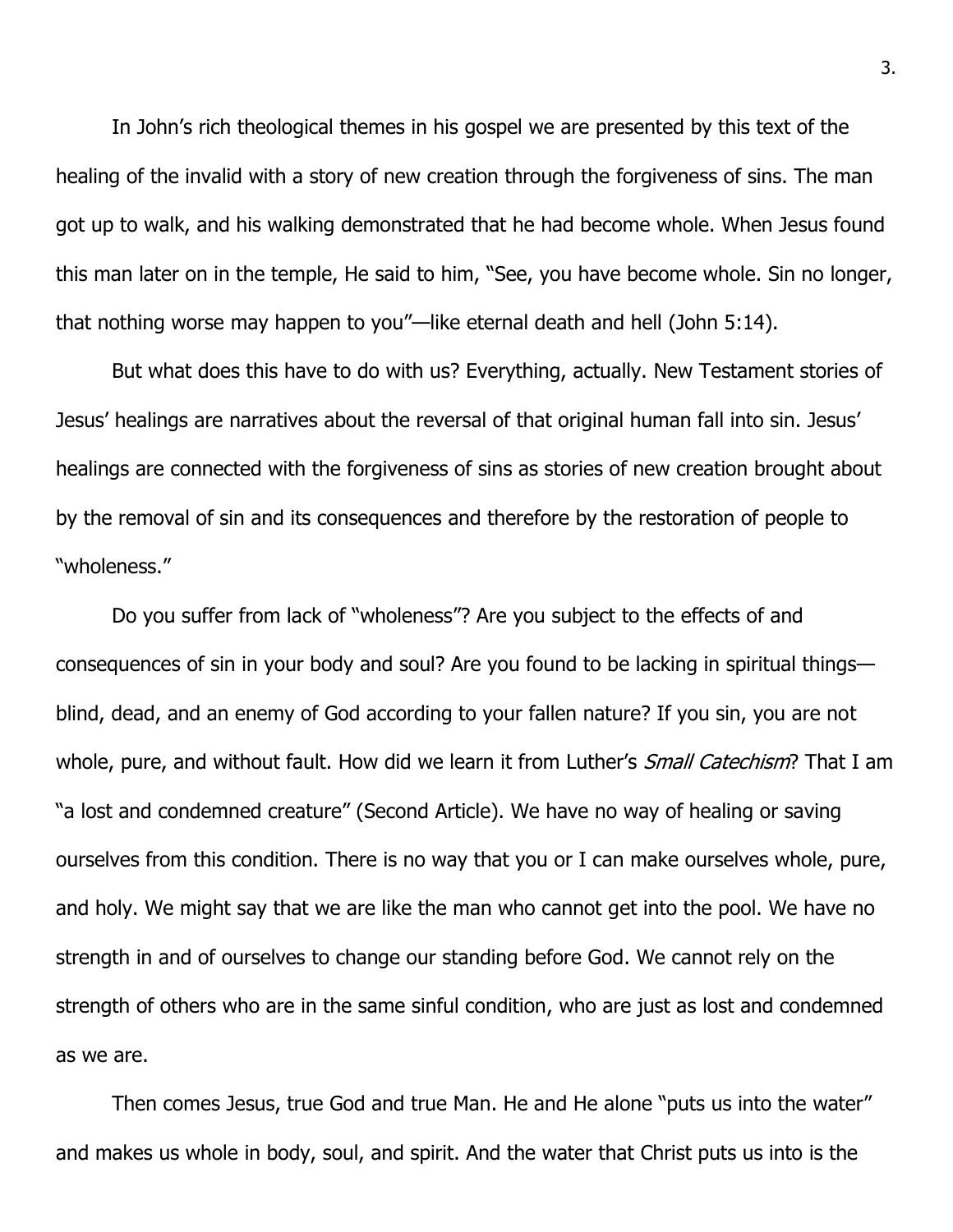In John's rich theological themes in his gospel we are presented by this text of the healing of the invalid with a story of new creation through the forgiveness of sins. The man got up to walk, and his walking demonstrated that he had become whole. When Jesus found this man later on in the temple, He said to him, "See, you have become whole. Sin no longer, that nothing worse may happen to you"—like eternal death and hell (John 5:14).

But what does this have to do with us? Everything, actually. New Testament stories of Jesus' healings are narratives about the reversal of that original human fall into sin. Jesus' healings are connected with the forgiveness of sins as stories of new creation brought about by the removal of sin and its consequences and therefore by the restoration of people to "wholeness."

Do you suffer from lack of "wholeness"? Are you subject to the effects of and consequences of sin in your body and soul? Are you found to be lacking in spiritual things—blind, dead, and an enemy of God according to your fallen nature? If you sin, you are not whole, pure, and without fault. How did we learn it from Luther's *Small Catechism*? That I am "a lost and condemned creature" (Second Article). We have no way of healing or saving ourselves from this condition. There is no way that you or I can make ourselves whole, pure, and holy. We might say that we are like the man who cannot get into the pool. We have no strength in and of ourselves to change our standing before God. We cannot rely on the strength of others who are in the same sinful condition, who are just as lost and condemned as we are.

Then comes Jesus, true God and true Man. He and He alone "puts us into the water" and makes us whole in body, soul, and spirit. And the water that Christ puts us into is the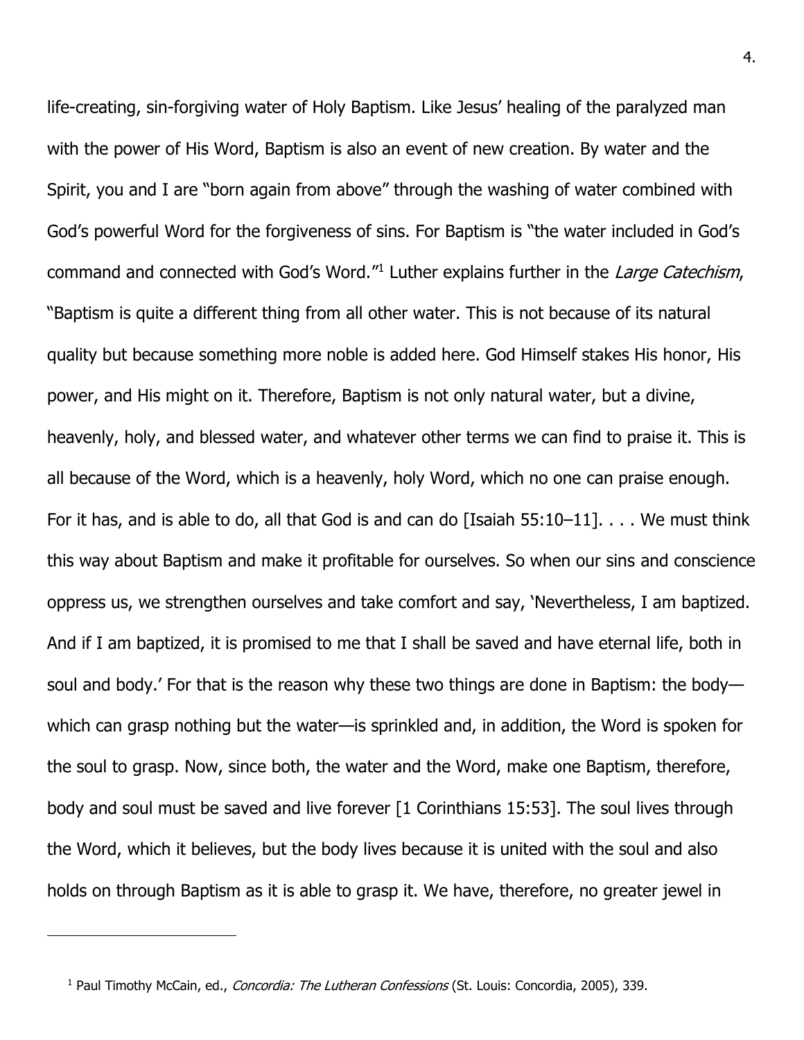life-creating, sin-forgiving water of Holy Baptism. Like Jesus' healing of the paralyzed man with the power of His Word, Baptism is also an event of new creation. By water and the Spirit, you and I are "born again from above" through the washing of water combined with God's powerful Word for the forgiveness of sins. For Baptism is "the water included in God's command and connected with God's Word."[1] Luther explains further in the *Large Catechism*, "Baptism is quite a different thing from all other water. This is not because of its natural quality but because something more noble is added here. God Himself stakes His honor, His power, and His might on it. Therefore, Baptism is not only natural water, but a divine, heavenly, holy, and blessed water, and whatever other terms we can find to praise it. This is all because of the Word, which is a heavenly, holy Word, which no one can praise enough. For it has, and is able to do, all that God is and can do [Isaiah 55:10–11]. . . . We must think this way about Baptism and make it profitable for ourselves. So when our sins and conscience oppress us, we strengthen ourselves and take comfort and say, 'Nevertheless, I am baptized. And if I am baptized, it is promised to me that I shall be saved and have eternal life, both in soul and body.' For that is the reason why these two things are done in Baptism: the body—which can grasp nothing but the water—is sprinkled and, in addition, the Word is spoken for the soul to grasp. Now, since both, the water and the Word, make one Baptism, therefore, body and soul must be saved and live forever [1 Corinthians 15:53]. The soul lives through the Word, which it believes, but the body lives because it is united with the soul and also holds on through Baptism as it is able to grasp it. We have, therefore, no greater jewel in

---

[1] Paul Timothy McCain, ed., *Concordia: The Lutheran Confessions* (St. Louis: Concordia, 2005), 339.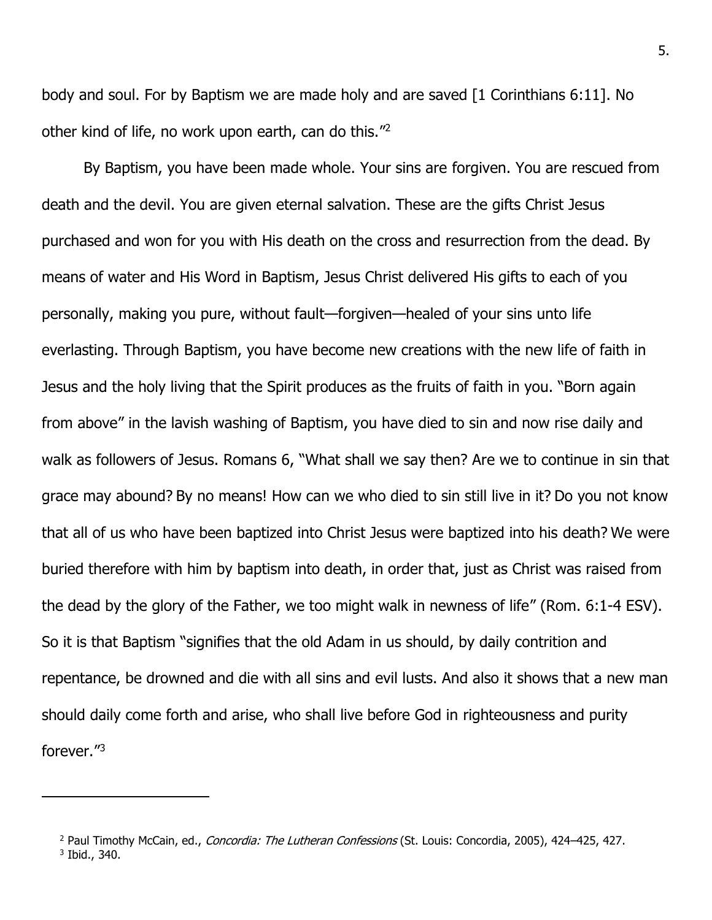body and soul. For by Baptism we are made holy and are saved [1 Corinthians 6:11]. No other kind of life, no work upon earth, can do this."[2]

By Baptism, you have been made whole. Your sins are forgiven. You are rescued from death and the devil. You are given eternal salvation. These are the gifts Christ Jesus purchased and won for you with His death on the cross and resurrection from the dead. By means of water and His Word in Baptism, Jesus Christ delivered His gifts to each of you personally, making you pure, without fault—forgiven—healed of your sins unto life everlasting. Through Baptism, you have become new creations with the new life of faith in Jesus and the holy living that the Spirit produces as the fruits of faith in you. "Born again from above" in the lavish washing of Baptism, you have died to sin and now rise daily and walk as followers of Jesus. Romans 6, "What shall we say then? Are we to continue in sin that grace may abound? By no means! How can we who died to sin still live in it? Do you not know that all of us who have been baptized into Christ Jesus were baptized into his death? We were buried therefore with him by baptism into death, in order that, just as Christ was raised from the dead by the glory of the Father, we too might walk in newness of life" (Rom. 6:1-4 ESV). So it is that Baptism "signifies that the old Adam in us should, by daily contrition and repentance, be drowned and die with all sins and evil lusts. And also it shows that a new man should daily come forth and arise, who shall live before God in righteousness and purity forever."[3]

---

[2] Paul Timothy McCain, ed., *Concordia: The Lutheran Confessions* (St. Louis: Concordia, 2005), 424–425, 427.
[3] Ibid., 340.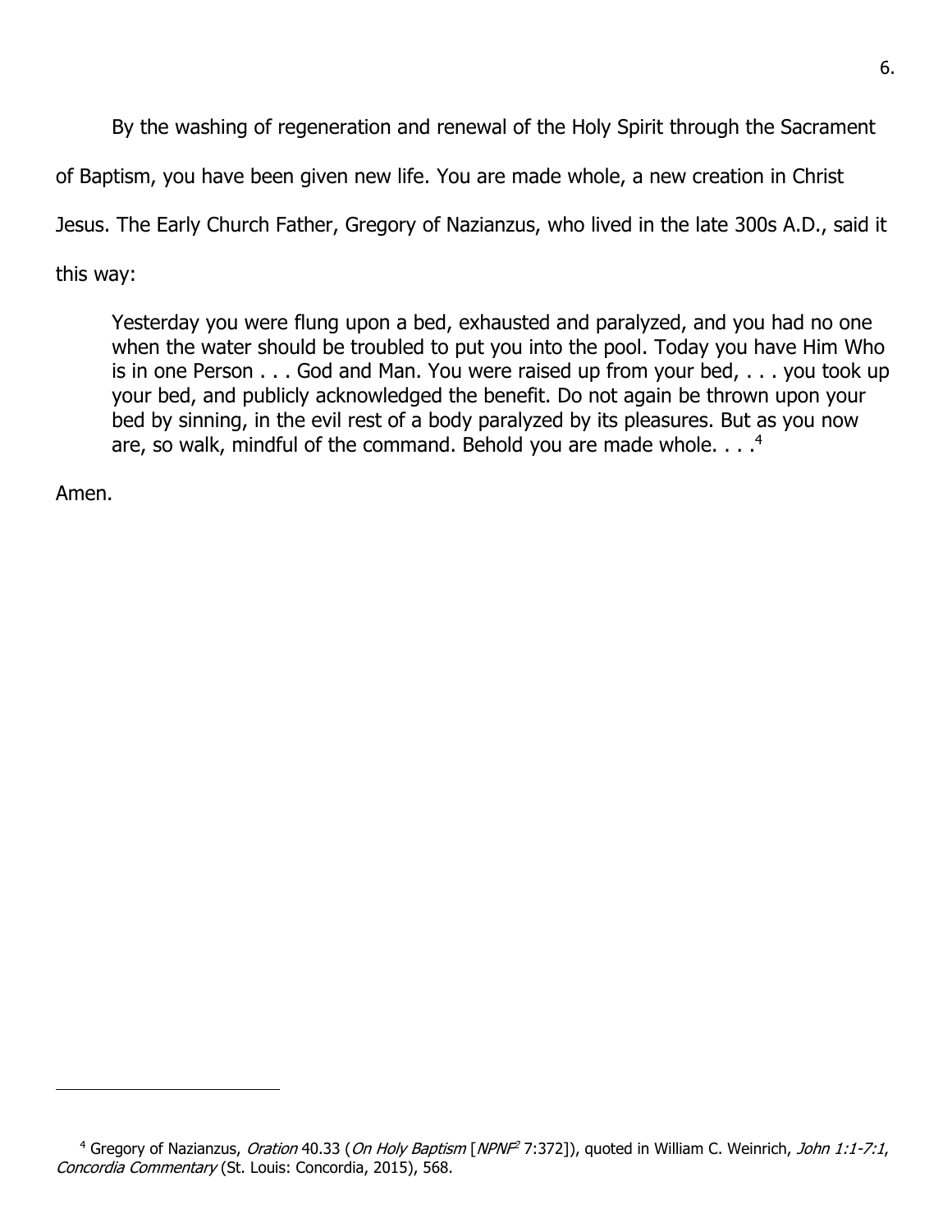By the washing of regeneration and renewal of the Holy Spirit through the Sacrament of Baptism, you have been given new life. You are made whole, a new creation in Christ Jesus. The Early Church Father, Gregory of Nazianzus, who lived in the late 300s A.D., said it this way:

> Yesterday you were flung upon a bed, exhausted and paralyzed, and you had no one when the water should be troubled to put you into the pool. Today you have Him Who is in one Person . . . God and Man. You were raised up from your bed, . . . you took up your bed, and publicly acknowledged the benefit. Do not again be thrown upon your bed by sinning, in the evil rest of a body paralyzed by its pleasures. But as you now are, so walk, mindful of the command. Behold you are made whole. . . .[4]

Amen.

---

[4] Gregory of Nazianzus, *Oration* 40.33 (*On Holy Baptism* [*NPNF*$^2$ 7:372]), quoted in William C. Weinrich, *John 1:1-7:1*, *Concordia Commentary* (St. Louis: Concordia, 2015), 568.